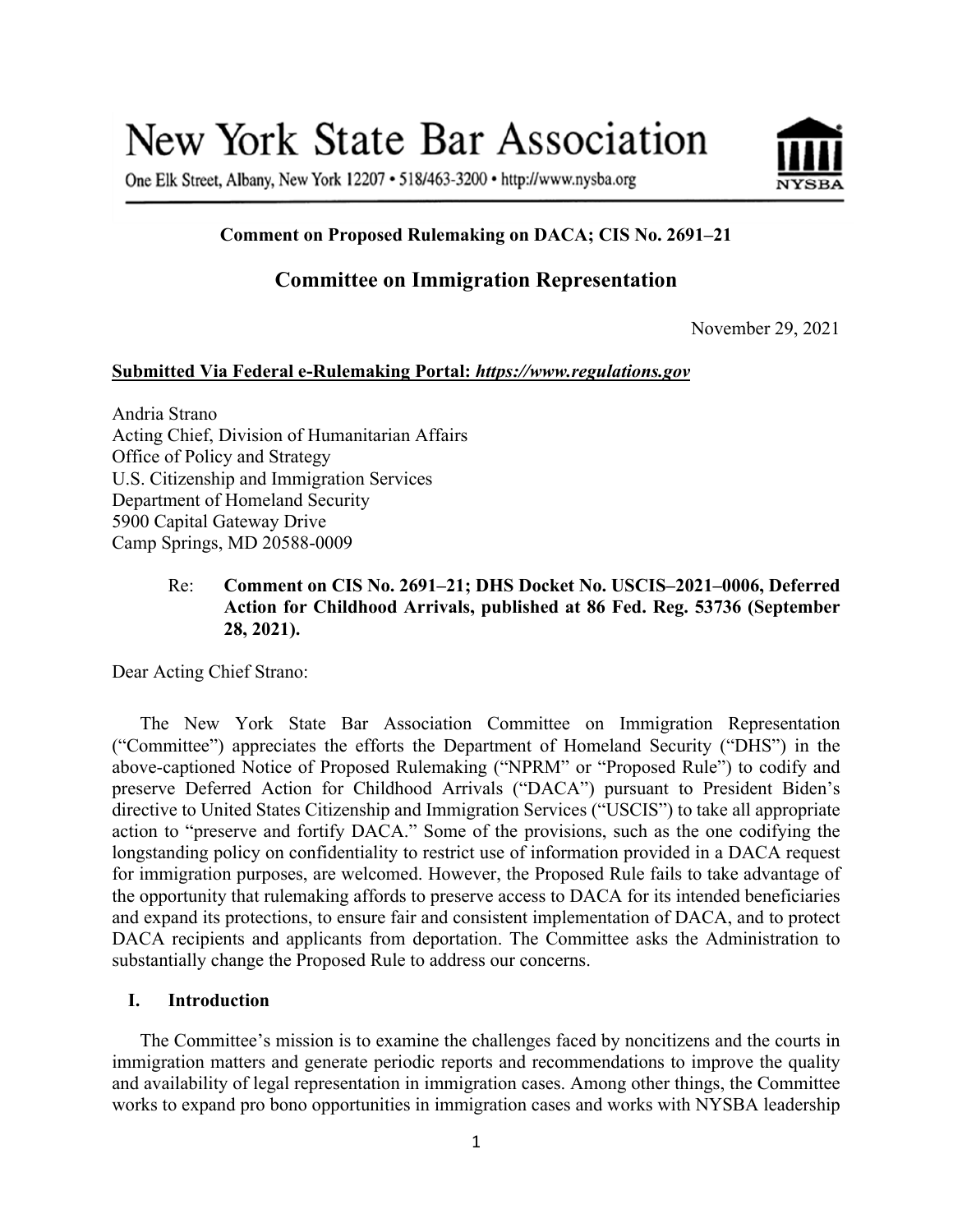# New York State Bar Association

One Elk Street, Albany, New York 12207 • 518/463-3200 • http://www.nysba.org

**Comment on Proposed Rulemaking on DACA; CIS No. 2691–21**

## Committee on Immigration Representation

November 29, 2021

**Submitted Via Federal e-Rulemaking Portal: *https://www.regulations.gov***

Andria Strano  
Acting Chief, Division of Humanitarian Affairs  
Office of Policy and Strategy  
U.S. Citizenship and Immigration Services  
Department of Homeland Security  
5900 Capital Gateway Drive  
Camp Springs, MD 20588-0009

Re: **Comment on CIS No. 2691–21; DHS Docket No. USCIS–2021–0006, Deferred Action for Childhood Arrivals, published at 86 Fed. Reg. 53736 (September 28, 2021).**

Dear Acting Chief Strano:

The New York State Bar Association Committee on Immigration Representation ("Committee") appreciates the efforts the Department of Homeland Security ("DHS") in the above-captioned Notice of Proposed Rulemaking ("NPRM" or "Proposed Rule") to codify and preserve Deferred Action for Childhood Arrivals ("DACA") pursuant to President Biden's directive to United States Citizenship and Immigration Services ("USCIS") to take all appropriate action to "preserve and fortify DACA." Some of the provisions, such as the one codifying the longstanding policy on confidentiality to restrict use of information provided in a DACA request for immigration purposes, are welcomed. However, the Proposed Rule fails to take advantage of the opportunity that rulemaking affords to preserve access to DACA for its intended beneficiaries and expand its protections, to ensure fair and consistent implementation of DACA, and to protect DACA recipients and applicants from deportation. The Committee asks the Administration to substantially change the Proposed Rule to address our concerns.

## I. Introduction

The Committee's mission is to examine the challenges faced by noncitizens and the courts in immigration matters and generate periodic reports and recommendations to improve the quality and availability of legal representation in immigration cases. Among other things, the Committee works to expand pro bono opportunities in immigration cases and works with NYSBA leadership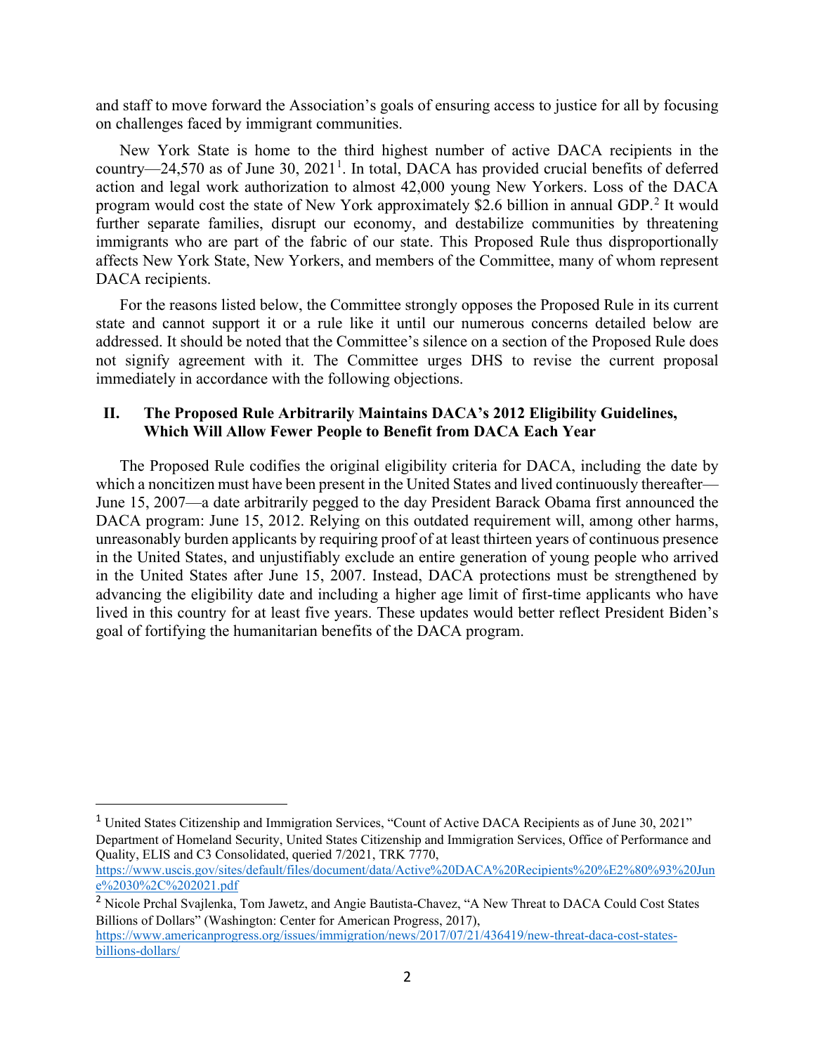and staff to move forward the Association's goals of ensuring access to justice for all by focusing on challenges faced by immigrant communities.

New York State is home to the third highest number of active DACA recipients in the country—24,570 as of June 30, 2021[1]. In total, DACA has provided crucial benefits of deferred action and legal work authorization to almost 42,000 young New Yorkers. Loss of the DACA program would cost the state of New York approximately $2.6 billion in annual GDP.[2] It would further separate families, disrupt our economy, and destabilize communities by threatening immigrants who are part of the fabric of our state. This Proposed Rule thus disproportionally affects New York State, New Yorkers, and members of the Committee, many of whom represent DACA recipients.

For the reasons listed below, the Committee strongly opposes the Proposed Rule in its current state and cannot support it or a rule like it until our numerous concerns detailed below are addressed. It should be noted that the Committee's silence on a section of the Proposed Rule does not signify agreement with it. The Committee urges DHS to revise the current proposal immediately in accordance with the following objections.

## II. The Proposed Rule Arbitrarily Maintains DACA's 2012 Eligibility Guidelines, Which Will Allow Fewer People to Benefit from DACA Each Year

The Proposed Rule codifies the original eligibility criteria for DACA, including the date by which a noncitizen must have been present in the United States and lived continuously thereafter—June 15, 2007—a date arbitrarily pegged to the day President Barack Obama first announced the DACA program: June 15, 2012. Relying on this outdated requirement will, among other harms, unreasonably burden applicants by requiring proof of at least thirteen years of continuous presence in the United States, and unjustifiably exclude an entire generation of young people who arrived in the United States after June 15, 2007. Instead, DACA protections must be strengthened by advancing the eligibility date and including a higher age limit of first-time applicants who have lived in this country for at least five years. These updates would better reflect President Biden's goal of fortifying the humanitarian benefits of the DACA program.

---

[1] United States Citizenship and Immigration Services, "Count of Active DACA Recipients as of June 30, 2021" Department of Homeland Security, United States Citizenship and Immigration Services, Office of Performance and Quality, ELIS and C3 Consolidated, queried 7/2021, TRK 7770, https://www.uscis.gov/sites/default/files/document/data/Active%20DACA%20Recipients%20%E2%80%93%20June%2030%2C%202021.pdf

[2] Nicole Prchal Svajlenka, Tom Jawetz, and Angie Bautista-Chavez, "A New Threat to DACA Could Cost States Billions of Dollars" (Washington: Center for American Progress, 2017), https://www.americanprogress.org/issues/immigration/news/2017/07/21/436419/new-threat-daca-cost-states-billions-dollars/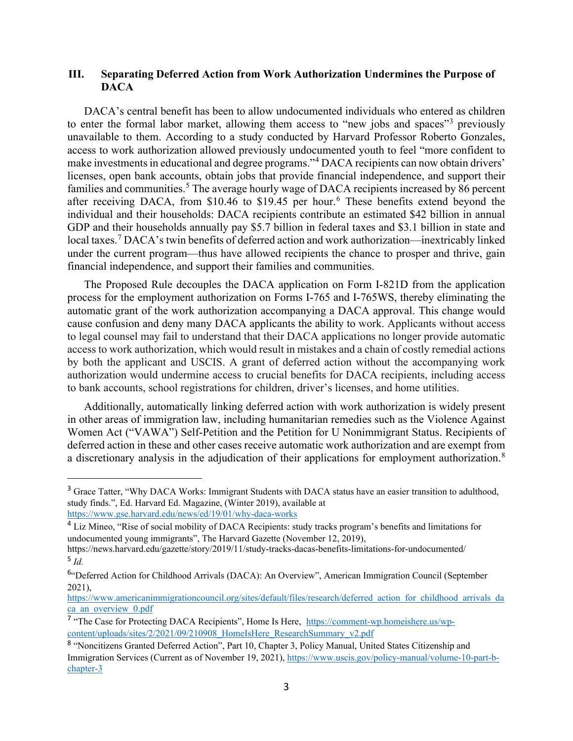## III. Separating Deferred Action from Work Authorization Undermines the Purpose of DACA

DACA's central benefit has been to allow undocumented individuals who entered as children to enter the formal labor market, allowing them access to "new jobs and spaces"[3] previously unavailable to them. According to a study conducted by Harvard Professor Roberto Gonzales, access to work authorization allowed previously undocumented youth to feel "more confident to make investments in educational and degree programs."[4] DACA recipients can now obtain drivers' licenses, open bank accounts, obtain jobs that provide financial independence, and support their families and communities.[5] The average hourly wage of DACA recipients increased by 86 percent after receiving DACA, from $10.46 to $19.45 per hour.[6] These benefits extend beyond the individual and their households: DACA recipients contribute an estimated $42 billion in annual GDP and their households annually pay $5.7 billion in federal taxes and $3.1 billion in state and local taxes.[7] DACA's twin benefits of deferred action and work authorization—inextricably linked under the current program—thus have allowed recipients the chance to prosper and thrive, gain financial independence, and support their families and communities.

The Proposed Rule decouples the DACA application on Form I-821D from the application process for the employment authorization on Forms I-765 and I-765WS, thereby eliminating the automatic grant of the work authorization accompanying a DACA approval. This change would cause confusion and deny many DACA applicants the ability to work. Applicants without access to legal counsel may fail to understand that their DACA applications no longer provide automatic access to work authorization, which would result in mistakes and a chain of costly remedial actions by both the applicant and USCIS. A grant of deferred action without the accompanying work authorization would undermine access to crucial benefits for DACA recipients, including access to bank accounts, school registrations for children, driver's licenses, and home utilities.

Additionally, automatically linking deferred action with work authorization is widely present in other areas of immigration law, including humanitarian remedies such as the Violence Against Women Act ("VAWA") Self-Petition and the Petition for U Nonimmigrant Status. Recipients of deferred action in these and other cases receive automatic work authorization and are exempt from a discretionary analysis in the adjudication of their applications for employment authorization.[8]

---

[3] Grace Tatter, "Why DACA Works: Immigrant Students with DACA status have an easier transition to adulthood, study finds.", Ed. Harvard Ed. Magazine, (Winter 2019), available at https://www.gse.harvard.edu/news/ed/19/01/why-daca-works

[4] Liz Mineo, "Rise of social mobility of DACA Recipients: study tracks program's benefits and limitations for undocumented young immigrants", The Harvard Gazette (November 12, 2019), https://news.harvard.edu/gazette/story/2019/11/study-tracks-dacas-benefits-limitations-for-undocumented/

[5] *Id.*

[6] "Deferred Action for Childhood Arrivals (DACA): An Overview", American Immigration Council (September 2021), https://www.americanimmigrationcouncil.org/sites/default/files/research/deferred_action_for_childhood_arrivals_daca_an_overview_0.pdf

[7] "The Case for Protecting DACA Recipients", Home Is Here, https://comment-wp.homeishere.us/wp-content/uploads/sites/2/2021/09/210908_HomeIsHere_ResearchSummary_v2.pdf

[8] "Noncitizens Granted Deferred Action", Part 10, Chapter 3, Policy Manual, United States Citizenship and Immigration Services (Current as of November 19, 2021), https://www.uscis.gov/policy-manual/volume-10-part-b-chapter-3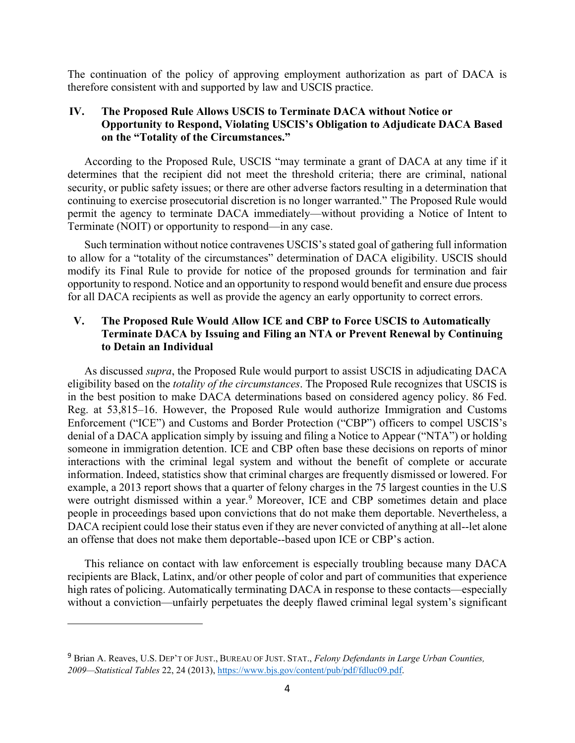The continuation of the policy of approving employment authorization as part of DACA is therefore consistent with and supported by law and USCIS practice.

## IV. The Proposed Rule Allows USCIS to Terminate DACA without Notice or Opportunity to Respond, Violating USCIS's Obligation to Adjudicate DACA Based on the "Totality of the Circumstances."

According to the Proposed Rule, USCIS "may terminate a grant of DACA at any time if it determines that the recipient did not meet the threshold criteria; there are criminal, national security, or public safety issues; or there are other adverse factors resulting in a determination that continuing to exercise prosecutorial discretion is no longer warranted." The Proposed Rule would permit the agency to terminate DACA immediately—without providing a Notice of Intent to Terminate (NOIT) or opportunity to respond—in any case.

Such termination without notice contravenes USCIS's stated goal of gathering full information to allow for a "totality of the circumstances" determination of DACA eligibility. USCIS should modify its Final Rule to provide for notice of the proposed grounds for termination and fair opportunity to respond. Notice and an opportunity to respond would benefit and ensure due process for all DACA recipients as well as provide the agency an early opportunity to correct errors.

## V. The Proposed Rule Would Allow ICE and CBP to Force USCIS to Automatically Terminate DACA by Issuing and Filing an NTA or Prevent Renewal by Continuing to Detain an Individual

As discussed *supra*, the Proposed Rule would purport to assist USCIS in adjudicating DACA eligibility based on the *totality of the circumstances*. The Proposed Rule recognizes that USCIS is in the best position to make DACA determinations based on considered agency policy. 86 Fed. Reg. at 53,815–16. However, the Proposed Rule would authorize Immigration and Customs Enforcement ("ICE") and Customs and Border Protection ("CBP") officers to compel USCIS's denial of a DACA application simply by issuing and filing a Notice to Appear ("NTA") or holding someone in immigration detention. ICE and CBP often base these decisions on reports of minor interactions with the criminal legal system and without the benefit of complete or accurate information. Indeed, statistics show that criminal charges are frequently dismissed or lowered. For example, a 2013 report shows that a quarter of felony charges in the 75 largest counties in the U.S were outright dismissed within a year.[9] Moreover, ICE and CBP sometimes detain and place people in proceedings based upon convictions that do not make them deportable. Nevertheless, a DACA recipient could lose their status even if they are never convicted of anything at all--let alone an offense that does not make them deportable--based upon ICE or CBP's action.

This reliance on contact with law enforcement is especially troubling because many DACA recipients are Black, Latinx, and/or other people of color and part of communities that experience high rates of policing. Automatically terminating DACA in response to these contacts—especially without a conviction—unfairly perpetuates the deeply flawed criminal legal system's significant

---

[9] Brian A. Reaves, U.S. DEP'T OF JUST., BUREAU OF JUST. STAT., *Felony Defendants in Large Urban Counties, 2009—Statistical Tables* 22, 24 (2013), https://www.bjs.gov/content/pub/pdf/fdluc09.pdf.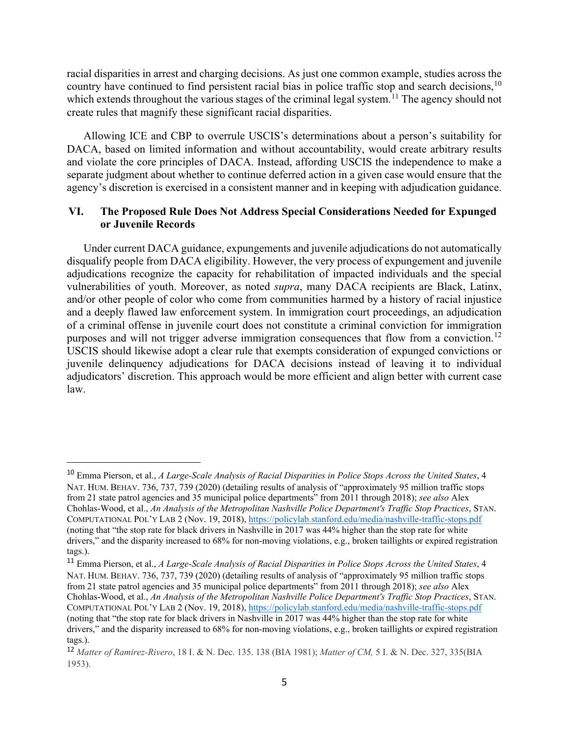racial disparities in arrest and charging decisions. As just one common example, studies across the country have continued to find persistent racial bias in police traffic stop and search decisions,[10] which extends throughout the various stages of the criminal legal system.[11] The agency should not create rules that magnify these significant racial disparities.

Allowing ICE and CBP to overrule USCIS's determinations about a person's suitability for DACA, based on limited information and without accountability, would create arbitrary results and violate the core principles of DACA. Instead, affording USCIS the independence to make a separate judgment about whether to continue deferred action in a given case would ensure that the agency's discretion is exercised in a consistent manner and in keeping with adjudication guidance.

## VI. The Proposed Rule Does Not Address Special Considerations Needed for Expunged or Juvenile Records

Under current DACA guidance, expungements and juvenile adjudications do not automatically disqualify people from DACA eligibility. However, the very process of expungement and juvenile adjudications recognize the capacity for rehabilitation of impacted individuals and the special vulnerabilities of youth. Moreover, as noted *supra*, many DACA recipients are Black, Latinx, and/or other people of color who come from communities harmed by a history of racial injustice and a deeply flawed law enforcement system. In immigration court proceedings, an adjudication of a criminal offense in juvenile court does not constitute a criminal conviction for immigration purposes and will not trigger adverse immigration consequences that flow from a conviction.[12] USCIS should likewise adopt a clear rule that exempts consideration of expunged convictions or juvenile delinquency adjudications for DACA decisions instead of leaving it to individual adjudicators' discretion. This approach would be more efficient and align better with current case law.

---

[10] Emma Pierson, et al., *A Large-Scale Analysis of Racial Disparities in Police Stops Across the United States*, 4 NAT. HUM. BEHAV. 736, 737, 739 (2020) (detailing results of analysis of "approximately 95 million traffic stops from 21 state patrol agencies and 35 municipal police departments" from 2011 through 2018); *see also* Alex Chohlas-Wood, et al., *An Analysis of the Metropolitan Nashville Police Department's Traffic Stop Practices*, STAN. COMPUTATIONAL POL'Y LAB 2 (Nov. 19, 2018), https://policylab.stanford.edu/media/nashville-traffic-stops.pdf (noting that "the stop rate for black drivers in Nashville in 2017 was 44% higher than the stop rate for white drivers," and the disparity increased to 68% for non-moving violations, e.g., broken taillights or expired registration tags.).

[11] Emma Pierson, et al., *A Large-Scale Analysis of Racial Disparities in Police Stops Across the United States*, 4 NAT. HUM. BEHAV. 736, 737, 739 (2020) (detailing results of analysis of "approximately 95 million traffic stops from 21 state patrol agencies and 35 municipal police departments" from 2011 through 2018); *see also* Alex Chohlas-Wood, et al., *An Analysis of the Metropolitan Nashville Police Department's Traffic Stop Practices*, STAN. COMPUTATIONAL POL'Y LAB 2 (Nov. 19, 2018), https://policylab.stanford.edu/media/nashville-traffic-stops.pdf (noting that "the stop rate for black drivers in Nashville in 2017 was 44% higher than the stop rate for white drivers," and the disparity increased to 68% for non-moving violations, e.g., broken taillights or expired registration tags.).

[12] *Matter of Ramirez-Rivero*, 18 I. & N. Dec. 135. 138 (BIA 1981); *Matter of CM,* 5 I. & N. Dec. 327, 335(BIA 1953).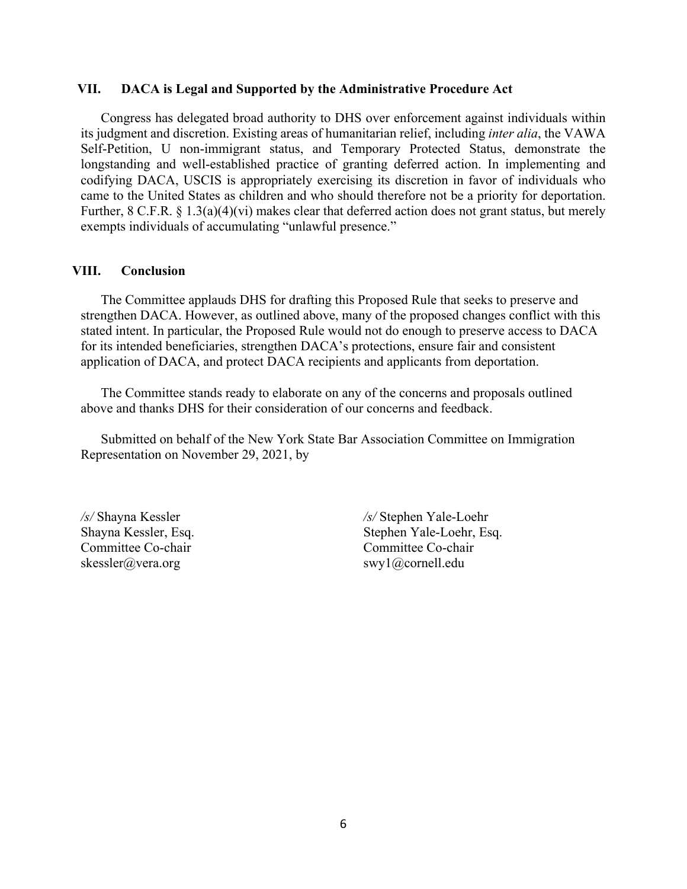## VII. DACA is Legal and Supported by the Administrative Procedure Act

Congress has delegated broad authority to DHS over enforcement against individuals within its judgment and discretion. Existing areas of humanitarian relief, including *inter alia*, the VAWA Self-Petition, U non-immigrant status, and Temporary Protected Status, demonstrate the longstanding and well-established practice of granting deferred action. In implementing and codifying DACA, USCIS is appropriately exercising its discretion in favor of individuals who came to the United States as children and who should therefore not be a priority for deportation. Further, 8 C.F.R. § 1.3(a)(4)(vi) makes clear that deferred action does not grant status, but merely exempts individuals of accumulating "unlawful presence."

## VIII. Conclusion

The Committee applauds DHS for drafting this Proposed Rule that seeks to preserve and strengthen DACA. However, as outlined above, many of the proposed changes conflict with this stated intent. In particular, the Proposed Rule would not do enough to preserve access to DACA for its intended beneficiaries, strengthen DACA's protections, ensure fair and consistent application of DACA, and protect DACA recipients and applicants from deportation.

The Committee stands ready to elaborate on any of the concerns and proposals outlined above and thanks DHS for their consideration of our concerns and feedback.

Submitted on behalf of the New York State Bar Association Committee on Immigration Representation on November 29, 2021, by

*/s/* Shayna Kessler
Shayna Kessler, Esq.
Committee Co-chair
skessler@vera.org

*/s/* Stephen Yale-Loehr
Stephen Yale-Loehr, Esq.
Committee Co-chair
swy1@cornell.edu